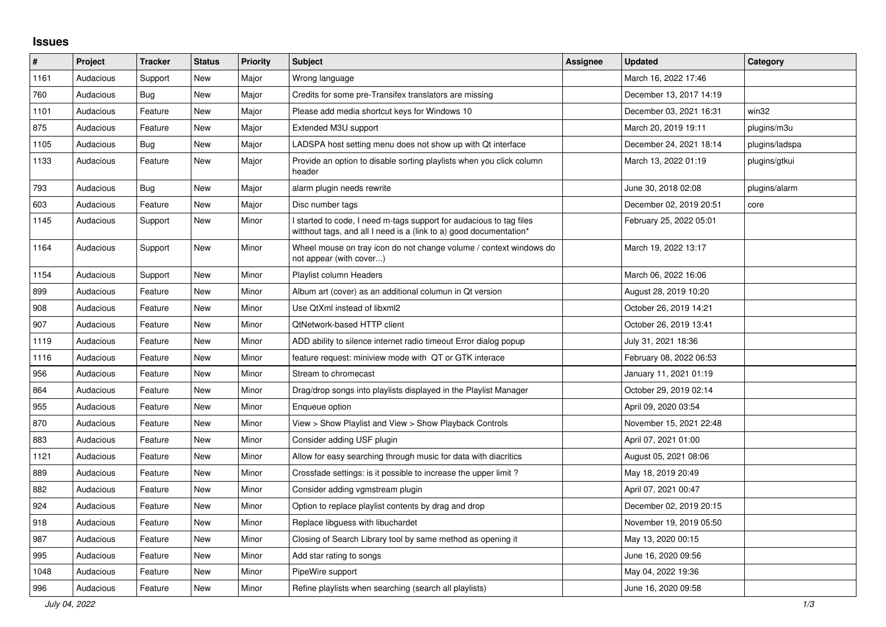## Issues

| # | Project | Tracker | Status | Priority | Subject | Assignee | Updated | Category |
|---|---|---|---|---|---|---|---|---|
| 1161 | Audacious | Support | New | Major | Wrong language | | March 16, 2022 17:46 | |
| 760 | Audacious | Bug | New | Major | Credits for some pre-Transifex translators are missing | | December 13, 2017 14:19 | |
| 1101 | Audacious | Feature | New | Major | Please add media shortcut keys for Windows 10 | | December 03, 2021 16:31 | win32 |
| 875 | Audacious | Feature | New | Major | Extended M3U support | | March 20, 2019 19:11 | plugins/m3u |
| 1105 | Audacious | Bug | New | Major | LADSPA host setting menu does not show up with Qt interface | | December 24, 2021 18:14 | plugins/ladspa |
| 1133 | Audacious | Feature | New | Major | Provide an option to disable sorting playlists when you click column header | | March 13, 2022 01:19 | plugins/gtkui |
| 793 | Audacious | Bug | New | Major | alarm plugin needs rewrite | | June 30, 2018 02:08 | plugins/alarm |
| 603 | Audacious | Feature | New | Major | Disc number tags | | December 02, 2019 20:51 | core |
| 1145 | Audacious | Support | New | Minor | I started to code, I need m-tags support for audacious to tag files witthout tags, and all I need is a (link to a) good documentation* | | February 25, 2022 05:01 | |
| 1164 | Audacious | Support | New | Minor | Wheel mouse on tray icon do not change volume / context windows do not appear (with cover...) | | March 19, 2022 13:17 | |
| 1154 | Audacious | Support | New | Minor | Playlist column Headers | | March 06, 2022 16:06 | |
| 899 | Audacious | Feature | New | Minor | Album art (cover) as an additional columun in Qt version | | August 28, 2019 10:20 | |
| 908 | Audacious | Feature | New | Minor | Use QtXml instead of libxml2 | | October 26, 2019 14:21 | |
| 907 | Audacious | Feature | New | Minor | QtNetwork-based HTTP client | | October 26, 2019 13:41 | |
| 1119 | Audacious | Feature | New | Minor | ADD ability to silence internet radio timeout Error dialog popup | | July 31, 2021 18:36 | |
| 1116 | Audacious | Feature | New | Minor | feature request: miniview mode with QT or GTK interace | | February 08, 2022 06:53 | |
| 956 | Audacious | Feature | New | Minor | Stream to chromecast | | January 11, 2021 01:19 | |
| 864 | Audacious | Feature | New | Minor | Drag/drop songs into playlists displayed in the Playlist Manager | | October 29, 2019 02:14 | |
| 955 | Audacious | Feature | New | Minor | Enqueue option | | April 09, 2020 03:54 | |
| 870 | Audacious | Feature | New | Minor | View > Show Playlist and View > Show Playback Controls | | November 15, 2021 22:48 | |
| 883 | Audacious | Feature | New | Minor | Consider adding USF plugin | | April 07, 2021 01:00 | |
| 1121 | Audacious | Feature | New | Minor | Allow for easy searching through music for data with diacritics | | August 05, 2021 08:06 | |
| 889 | Audacious | Feature | New | Minor | Crossfade settings: is it possible to increase the upper limit ? | | May 18, 2019 20:49 | |
| 882 | Audacious | Feature | New | Minor | Consider adding vgmstream plugin | | April 07, 2021 00:47 | |
| 924 | Audacious | Feature | New | Minor | Option to replace playlist contents by drag and drop | | December 02, 2019 20:15 | |
| 918 | Audacious | Feature | New | Minor | Replace libguess with libuchardet | | November 19, 2019 05:50 | |
| 987 | Audacious | Feature | New | Minor | Closing of Search Library tool by same method as opening it | | May 13, 2020 00:15 | |
| 995 | Audacious | Feature | New | Minor | Add star rating to songs | | June 16, 2020 09:56 | |
| 1048 | Audacious | Feature | New | Minor | PipeWire support | | May 04, 2022 19:36 | |
| 996 | Audacious | Feature | New | Minor | Refine playlists when searching (search all playlists) | | June 16, 2020 09:58 | |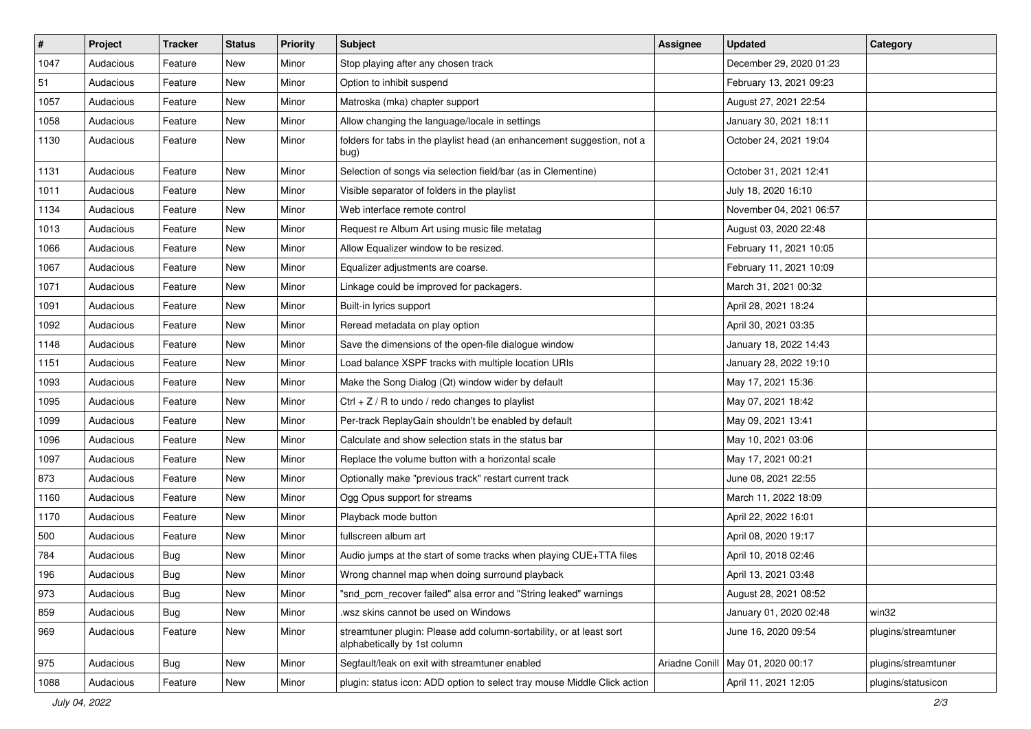| # | Project | Tracker | Status | Priority | Subject | Assignee | Updated | Category |
|---|---|---|---|---|---|---|---|---|
| 1047 | Audacious | Feature | New | Minor | Stop playing after any chosen track | | December 29, 2020 01:23 | |
| 51 | Audacious | Feature | New | Minor | Option to inhibit suspend | | February 13, 2021 09:23 | |
| 1057 | Audacious | Feature | New | Minor | Matroska (mka) chapter support | | August 27, 2021 22:54 | |
| 1058 | Audacious | Feature | New | Minor | Allow changing the language/locale in settings | | January 30, 2021 18:11 | |
| 1130 | Audacious | Feature | New | Minor | folders for tabs in the playlist head (an enhancement suggestion, not a bug) | | October 24, 2021 19:04 | |
| 1131 | Audacious | Feature | New | Minor | Selection of songs via selection field/bar (as in Clementine) | | October 31, 2021 12:41 | |
| 1011 | Audacious | Feature | New | Minor | Visible separator of folders in the playlist | | July 18, 2020 16:10 | |
| 1134 | Audacious | Feature | New | Minor | Web interface remote control | | November 04, 2021 06:57 | |
| 1013 | Audacious | Feature | New | Minor | Request re Album Art using music file metatag | | August 03, 2020 22:48 | |
| 1066 | Audacious | Feature | New | Minor | Allow Equalizer window to be resized. | | February 11, 2021 10:05 | |
| 1067 | Audacious | Feature | New | Minor | Equalizer adjustments are coarse. | | February 11, 2021 10:09 | |
| 1071 | Audacious | Feature | New | Minor | Linkage could be improved for packagers. | | March 31, 2021 00:32 | |
| 1091 | Audacious | Feature | New | Minor | Built-in lyrics support | | April 28, 2021 18:24 | |
| 1092 | Audacious | Feature | New | Minor | Reread metadata on play option | | April 30, 2021 03:35 | |
| 1148 | Audacious | Feature | New | Minor | Save the dimensions of the open-file dialogue window | | January 18, 2022 14:43 | |
| 1151 | Audacious | Feature | New | Minor | Load balance XSPF tracks with multiple location URIs | | January 28, 2022 19:10 | |
| 1093 | Audacious | Feature | New | Minor | Make the Song Dialog (Qt) window wider by default | | May 17, 2021 15:36 | |
| 1095 | Audacious | Feature | New | Minor | Ctrl + Z / R to undo / redo changes to playlist | | May 07, 2021 18:42 | |
| 1099 | Audacious | Feature | New | Minor | Per-track ReplayGain shouldn't be enabled by default | | May 09, 2021 13:41 | |
| 1096 | Audacious | Feature | New | Minor | Calculate and show selection stats in the status bar | | May 10, 2021 03:06 | |
| 1097 | Audacious | Feature | New | Minor | Replace the volume button with a horizontal scale | | May 17, 2021 00:21 | |
| 873 | Audacious | Feature | New | Minor | Optionally make "previous track" restart current track | | June 08, 2021 22:55 | |
| 1160 | Audacious | Feature | New | Minor | Ogg Opus support for streams | | March 11, 2022 18:09 | |
| 1170 | Audacious | Feature | New | Minor | Playback mode button | | April 22, 2022 16:01 | |
| 500 | Audacious | Feature | New | Minor | fullscreen album art | | April 08, 2020 19:17 | |
| 784 | Audacious | Bug | New | Minor | Audio jumps at the start of some tracks when playing CUE+TTA files | | April 10, 2018 02:46 | |
| 196 | Audacious | Bug | New | Minor | Wrong channel map when doing surround playback | | April 13, 2021 03:48 | |
| 973 | Audacious | Bug | New | Minor | "snd_pcm_recover failed" alsa error and "String leaked" warnings | | August 28, 2021 08:52 | |
| 859 | Audacious | Bug | New | Minor | .wsz skins cannot be used on Windows | | January 01, 2020 02:48 | win32 |
| 969 | Audacious | Feature | New | Minor | streamtuner plugin: Please add column-sortability, or at least sort alphabetically by 1st column | | June 16, 2020 09:54 | plugins/streamtuner |
| 975 | Audacious | Bug | New | Minor | Segfault/leak on exit with streamtuner enabled | Ariadne Conill | May 01, 2020 00:17 | plugins/streamtuner |
| 1088 | Audacious | Feature | New | Minor | plugin: status icon: ADD option to select tray mouse Middle Click action | | April 11, 2021 12:05 | plugins/statusicon |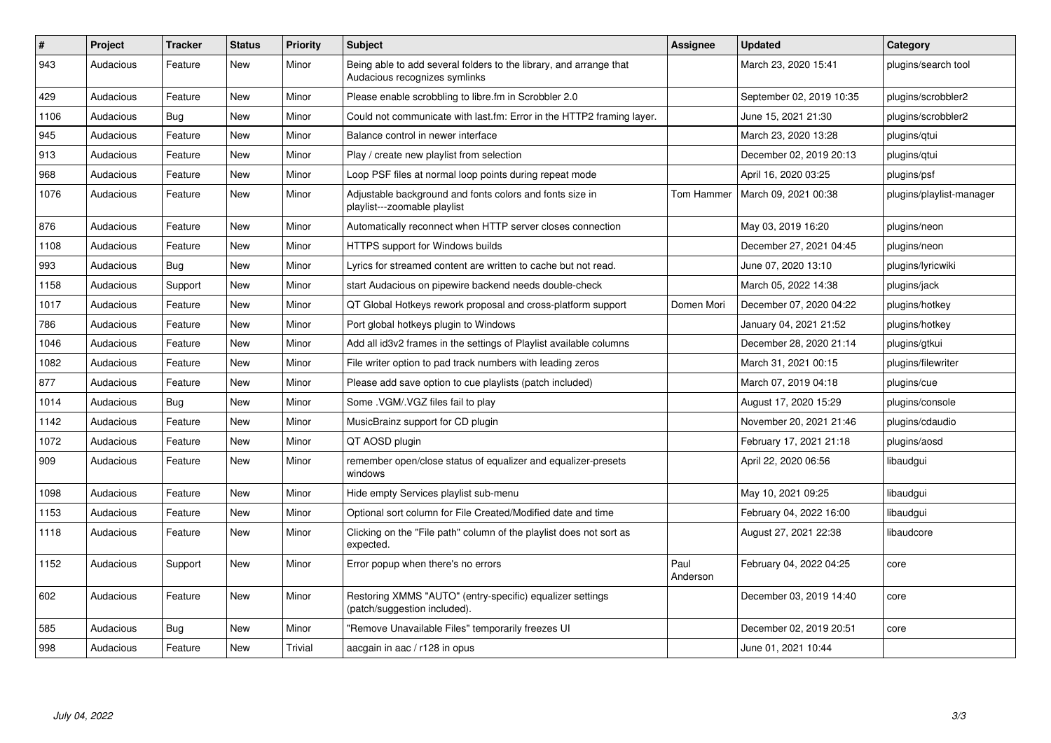| # | Project | Tracker | Status | Priority | Subject | Assignee | Updated | Category |
|---|---|---|---|---|---|---|---|---|
| 943 | Audacious | Feature | New | Minor | Being able to add several folders to the library, and arrange that Audacious recognizes symlinks | | March 23, 2020 15:41 | plugins/search tool |
| 429 | Audacious | Feature | New | Minor | Please enable scrobbling to libre.fm in Scrobbler 2.0 | | September 02, 2019 10:35 | plugins/scrobbler2 |
| 1106 | Audacious | Bug | New | Minor | Could not communicate with last.fm: Error in the HTTP2 framing layer. | | June 15, 2021 21:30 | plugins/scrobbler2 |
| 945 | Audacious | Feature | New | Minor | Balance control in newer interface | | March 23, 2020 13:28 | plugins/qtui |
| 913 | Audacious | Feature | New | Minor | Play / create new playlist from selection | | December 02, 2019 20:13 | plugins/qtui |
| 968 | Audacious | Feature | New | Minor | Loop PSF files at normal loop points during repeat mode | | April 16, 2020 03:25 | plugins/psf |
| 1076 | Audacious | Feature | New | Minor | Adjustable background and fonts colors and fonts size in playlist---zoomable playlist | Tom Hammer | March 09, 2021 00:38 | plugins/playlist-manager |
| 876 | Audacious | Feature | New | Minor | Automatically reconnect when HTTP server closes connection | | May 03, 2019 16:20 | plugins/neon |
| 1108 | Audacious | Feature | New | Minor | HTTPS support for Windows builds | | December 27, 2021 04:45 | plugins/neon |
| 993 | Audacious | Bug | New | Minor | Lyrics for streamed content are written to cache but not read. | | June 07, 2020 13:10 | plugins/lyricwiki |
| 1158 | Audacious | Support | New | Minor | start Audacious on pipewire backend needs double-check | | March 05, 2022 14:38 | plugins/jack |
| 1017 | Audacious | Feature | New | Minor | QT Global Hotkeys rework proposal and cross-platform support | Domen Mori | December 07, 2020 04:22 | plugins/hotkey |
| 786 | Audacious | Feature | New | Minor | Port global hotkeys plugin to Windows | | January 04, 2021 21:52 | plugins/hotkey |
| 1046 | Audacious | Feature | New | Minor | Add all id3v2 frames in the settings of Playlist available columns | | December 28, 2020 21:14 | plugins/gtkui |
| 1082 | Audacious | Feature | New | Minor | File writer option to pad track numbers with leading zeros | | March 31, 2021 00:15 | plugins/filewriter |
| 877 | Audacious | Feature | New | Minor | Please add save option to cue playlists (patch included) | | March 07, 2019 04:18 | plugins/cue |
| 1014 | Audacious | Bug | New | Minor | Some .VGM/.VGZ files fail to play | | August 17, 2020 15:29 | plugins/console |
| 1142 | Audacious | Feature | New | Minor | MusicBrainz support for CD plugin | | November 20, 2021 21:46 | plugins/cdaudio |
| 1072 | Audacious | Feature | New | Minor | QT AOSD plugin | | February 17, 2021 21:18 | plugins/aosd |
| 909 | Audacious | Feature | New | Minor | remember open/close status of equalizer and equalizer-presets windows | | April 22, 2020 06:56 | libaudgui |
| 1098 | Audacious | Feature | New | Minor | Hide empty Services playlist sub-menu | | May 10, 2021 09:25 | libaudgui |
| 1153 | Audacious | Feature | New | Minor | Optional sort column for File Created/Modified date and time | | February 04, 2022 16:00 | libaudgui |
| 1118 | Audacious | Feature | New | Minor | Clicking on the "File path" column of the playlist does not sort as expected. | | August 27, 2021 22:38 | libaudcore |
| 1152 | Audacious | Support | New | Minor | Error popup when there's no errors | Paul Anderson | February 04, 2022 04:25 | core |
| 602 | Audacious | Feature | New | Minor | Restoring XMMS "AUTO" (entry-specific) equalizer settings (patch/suggestion included). | | December 03, 2019 14:40 | core |
| 585 | Audacious | Bug | New | Minor | "Remove Unavailable Files" temporarily freezes UI | | December 02, 2019 20:51 | core |
| 998 | Audacious | Feature | New | Trivial | aacgain in aac / r128 in opus | | June 01, 2021 10:44 | |